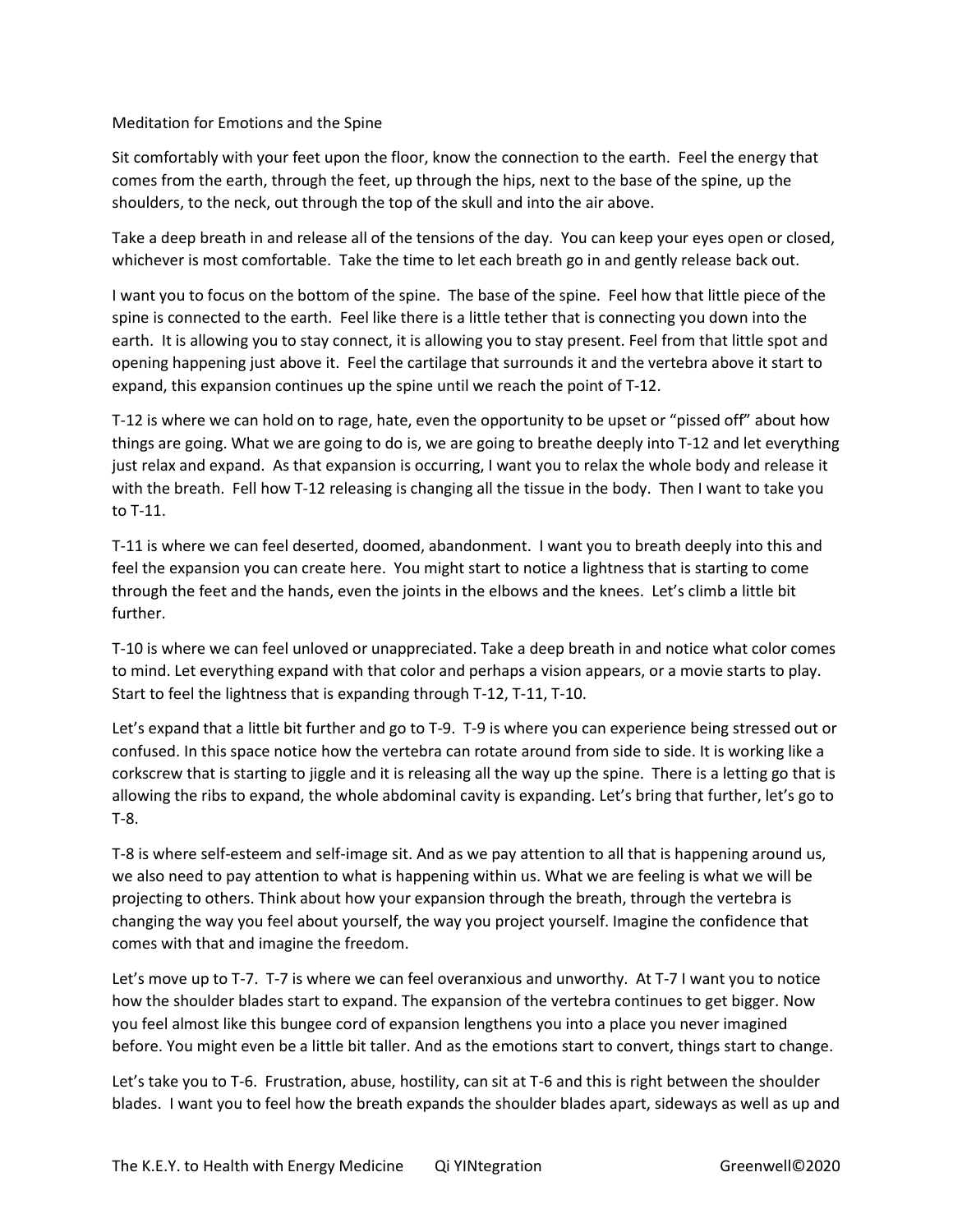# Meditation for Emotions and the Spine

Sit comfortably with your feet upon the floor, know the connection to the earth. Feel the energy that comes from the earth, through the feet, up through the hips, next to the base of the spine, up the shoulders, to the neck, out through the top of the skull and into the air above.

Take a deep breath in and release all of the tensions of the day. You can keep your eyes open or closed, whichever is most comfortable. Take the time to let each breath go in and gently release back out.

I want you to focus on the bottom of the spine. The base of the spine. Feel how that little piece of the spine is connected to the earth. Feel like there is a little tether that is connecting you down into the earth. It is allowing you to stay connect, it is allowing you to stay present. Feel from that little spot and opening happening just above it. Feel the cartilage that surrounds it and the vertebra above it start to expand, this expansion continues up the spine until we reach the point of T-12.

T-12 is where we can hold on to rage, hate, even the opportunity to be upset or "pissed off" about how things are going. What we are going to do is, we are going to breathe deeply into T-12 and let everything just relax and expand. As that expansion is occurring, I want you to relax the whole body and release it with the breath. Fell how T-12 releasing is changing all the tissue in the body. Then I want to take you to T-11.

T-11 is where we can feel deserted, doomed, abandonment. I want you to breath deeply into this and feel the expansion you can create here. You might start to notice a lightness that is starting to come through the feet and the hands, even the joints in the elbows and the knees. Let's climb a little bit further.

T-10 is where we can feel unloved or unappreciated. Take a deep breath in and notice what color comes to mind. Let everything expand with that color and perhaps a vision appears, or a movie starts to play. Start to feel the lightness that is expanding through T-12, T-11, T-10.

Let's expand that a little bit further and go to T-9. T-9 is where you can experience being stressed out or confused. In this space notice how the vertebra can rotate around from side to side. It is working like a corkscrew that is starting to jiggle and it is releasing all the way up the spine. There is a letting go that is allowing the ribs to expand, the whole abdominal cavity is expanding. Let's bring that further, let's go to T-8.

T-8 is where self-esteem and self-image sit. And as we pay attention to all that is happening around us, we also need to pay attention to what is happening within us. What we are feeling is what we will be projecting to others. Think about how your expansion through the breath, through the vertebra is changing the way you feel about yourself, the way you project yourself. Imagine the confidence that comes with that and imagine the freedom.

Let's move up to T-7. T-7 is where we can feel overanxious and unworthy. At T-7 I want you to notice how the shoulder blades start to expand. The expansion of the vertebra continues to get bigger. Now you feel almost like this bungee cord of expansion lengthens you into a place you never imagined before. You might even be a little bit taller. And as the emotions start to convert, things start to change.

Let's take you to T-6. Frustration, abuse, hostility, can sit at T-6 and this is right between the shoulder blades. I want you to feel how the breath expands the shoulder blades apart, sideways as well as up and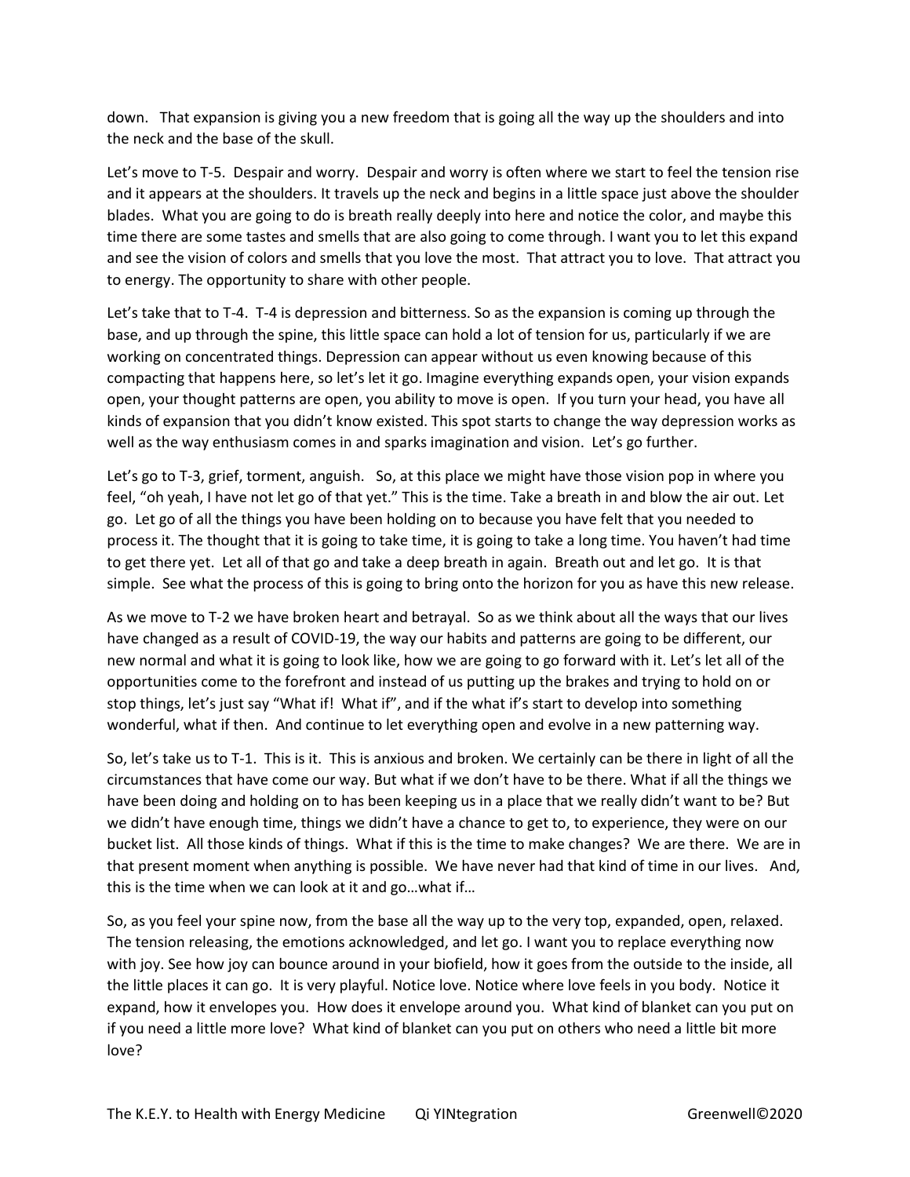down.   That expansion is giving you a new freedom that is going all the way up the shoulders and into the neck and the base of the skull.

Let's move to T-5.  Despair and worry.  Despair and worry is often where we start to feel the tension rise and it appears at the shoulders. It travels up the neck and begins in a little space just above the shoulder blades.  What you are going to do is breath really deeply into here and notice the color, and maybe this time there are some tastes and smells that are also going to come through. I want you to let this expand and see the vision of colors and smells that you love the most.  That attract you to love.  That attract you to energy. The opportunity to share with other people.

Let's take that to T-4.  T-4 is depression and bitterness. So as the expansion is coming up through the base, and up through the spine, this little space can hold a lot of tension for us, particularly if we are working on concentrated things. Depression can appear without us even knowing because of this compacting that happens here, so let's let it go. Imagine everything expands open, your vision expands open, your thought patterns are open, you ability to move is open.  If you turn your head, you have all kinds of expansion that you didn't know existed. This spot starts to change the way depression works as well as the way enthusiasm comes in and sparks imagination and vision.  Let's go further.

Let's go to T-3, grief, torment, anguish.   So, at this place we might have those vision pop in where you feel, "oh yeah, I have not let go of that yet." This is the time. Take a breath in and blow the air out. Let go.  Let go of all the things you have been holding on to because you have felt that you needed to process it. The thought that it is going to take time, it is going to take a long time. You haven't had time to get there yet.  Let all of that go and take a deep breath in again.  Breath out and let go.  It is that simple.  See what the process of this is going to bring onto the horizon for you as have this new release.

As we move to T-2 we have broken heart and betrayal.  So as we think about all the ways that our lives have changed as a result of COVID-19, the way our habits and patterns are going to be different, our new normal and what it is going to look like, how we are going to go forward with it. Let's let all of the opportunities come to the forefront and instead of us putting up the brakes and trying to hold on or stop things, let's just say "What if!  What if", and if the what if's start to develop into something wonderful, what if then.  And continue to let everything open and evolve in a new patterning way.

So, let's take us to T-1.  This is it.  This is anxious and broken. We certainly can be there in light of all the circumstances that have come our way. But what if we don't have to be there. What if all the things we have been doing and holding on to has been keeping us in a place that we really didn't want to be? But we didn't have enough time, things we didn't have a chance to get to, to experience, they were on our bucket list.  All those kinds of things.  What if this is the time to make changes?  We are there.  We are in that present moment when anything is possible.  We have never had that kind of time in our lives.   And, this is the time when we can look at it and go…what if…

So, as you feel your spine now, from the base all the way up to the very top, expanded, open, relaxed. The tension releasing, the emotions acknowledged, and let go. I want you to replace everything now with joy. See how joy can bounce around in your biofield, how it goes from the outside to the inside, all the little places it can go.  It is very playful. Notice love. Notice where love feels in you body.  Notice it expand, how it envelopes you.  How does it envelope around you.  What kind of blanket can you put on if you need a little more love?  What kind of blanket can you put on others who need a little bit more love?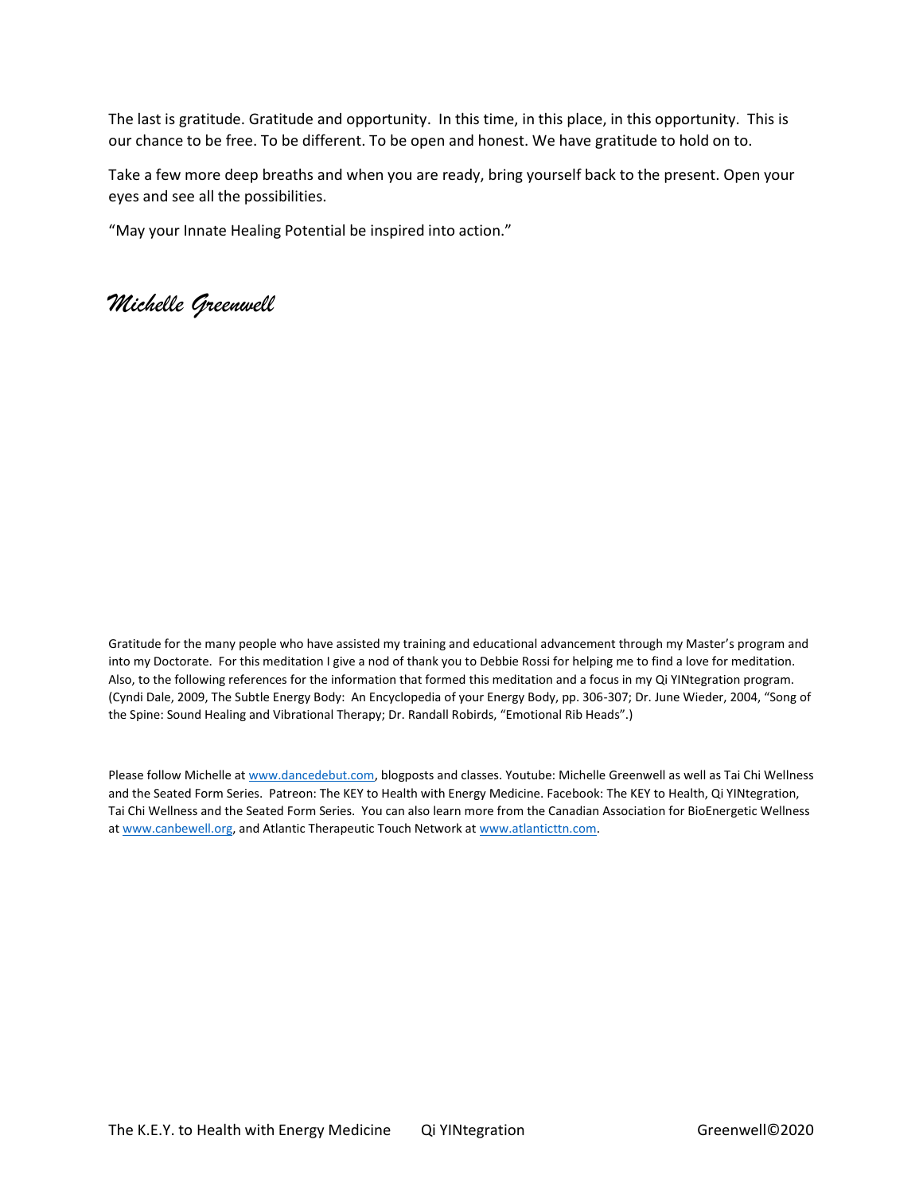The last is gratitude. Gratitude and opportunity. In this time, in this place, in this opportunity. This is our chance to be free. To be different. To be open and honest. We have gratitude to hold on to.

Take a few more deep breaths and when you are ready, bring yourself back to the present. Open your eyes and see all the possibilities.

"May your Innate Healing Potential be inspired into action."

*Michelle Greenwell*

Gratitude for the many people who have assisted my training and educational advancement through my Master's program and into my Doctorate. For this meditation I give a nod of thank you to Debbie Rossi for helping me to find a love for meditation. Also, to the following references for the information that formed this meditation and a focus in my Qi YINtegration program. (Cyndi Dale, 2009, The Subtle Energy Body: An Encyclopedia of your Energy Body, pp. 306-307; Dr. June Wieder, 2004, "Song of the Spine: Sound Healing and Vibrational Therapy; Dr. Randall Robirds, "Emotional Rib Heads".)

Please follow Michelle at www.dancedebut.com, blogposts and classes. Youtube: Michelle Greenwell as well as Tai Chi Wellness and the Seated Form Series. Patreon: The KEY to Health with Energy Medicine. Facebook: The KEY to Health, Qi YINtegration, Tai Chi Wellness and the Seated Form Series. You can also learn more from the Canadian Association for BioEnergetic Wellness at www.canbewell.org, and Atlantic Therapeutic Touch Network at www.atlanticttn.com.